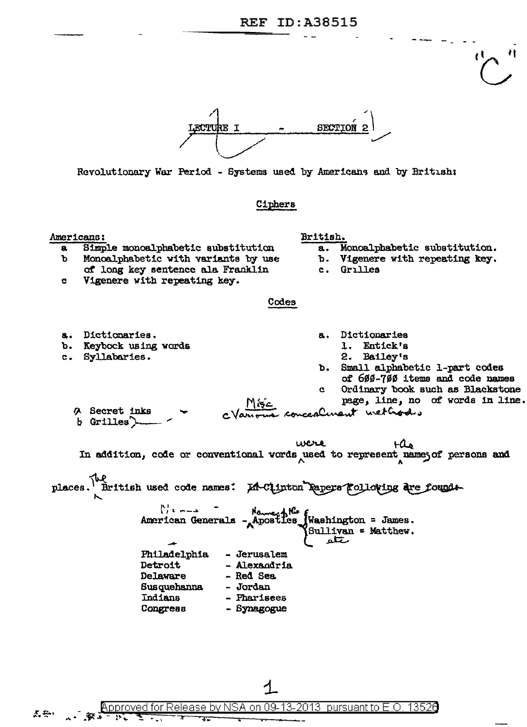"C"

## LECTURE I - SECTION 2

Revolutionary War Period - Systems used by Americans and by British:

### Ciphers

Americans:

- a Simple monoalphabetic substitution
- b Monoalphabetic with variants by use of long key sentence ala Franklin
- c Vigenere with repeating key.

British.

- a. Monoalphabetic substitution.
- b. Vigenere with repeating key.
- c. Grilles

### Codes

Americans:

- a. Dictionaries.
- b. Keybock using words
- c. Syllabaries.

British:

- a. Dictionaries
  1. Entick's
  2. Bailey's
- b. Small alphabetic 1-part codes of 600-700 items and code names
- c Ordinary book such as Blackstone page, line, no of words in line.

Misc

- a Secret inks
- b Grilles
- c Various concealment methods

In addition, code or conventional words were used to represent the names of persons and places. The British used code names: ~~In Clinton Papers following are found:~~

American Generals - Names of the Apostles { Washington = James. Sullivan = Matthew. etc

| | |
|---|---|
| Philadelphia | - Jerusalem |
| Detroit | - Alexandria |
| Delaware | - Red Sea |
| Susquehanna | - Jordan |
| Indians | - Pharisees |
| Congress | - Synagogue |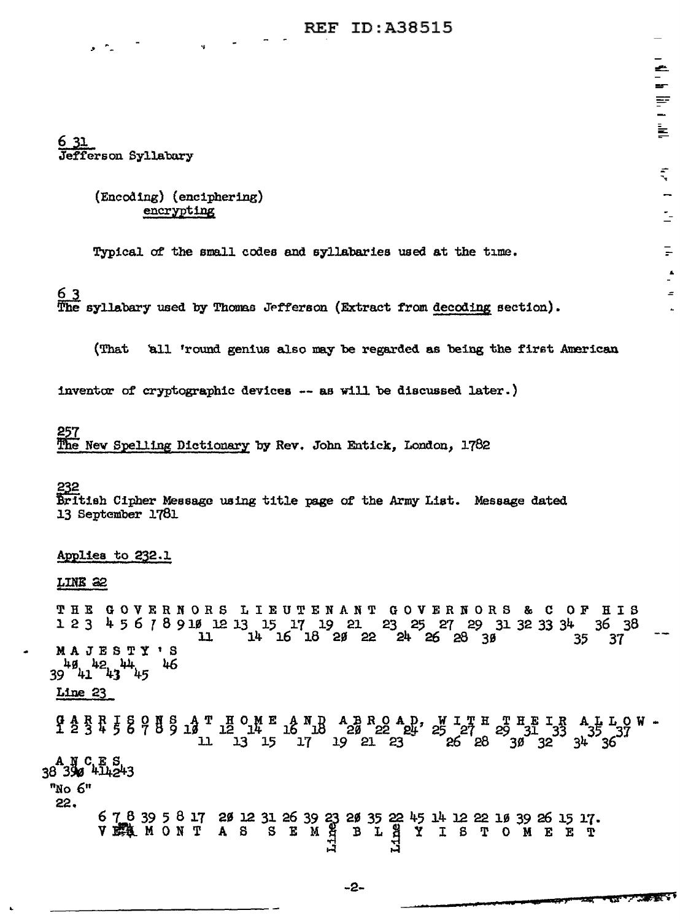6 31
Jefferson Syllabary

(Encoding) (enciphering)
encrypting

Typical of the small codes and syllabaries used at the time.

6 3
The syllabary used by Thomas Jefferson (Extract from decoding section).

(That 'all 'round genius also may be regarded as being the first American inventor of cryptographic devices -- as will be discussed later.)

257
The New Spelling Dictionary by Rev. John Entick, London, 1782

232
British Cipher Message using title page of the Army List. Message dated 13 September 1781

Applies to 232.1

LINE 22

```
T H E   G O V E R N O R S   L I E U T E N A N T   G O V E R N O R S  &  C   O F   H I S
1 2 3   4 5 6 7 8 9 10 12 13  15  17  19  21    23  25  27  29  31 32 33 34   36  38
                    11     14  16  18  20  22    24  26  28  30           35   37
M A J E S T Y ' S
  40  42  44    46
39  41  43  45
```

Line 23

```
G A R R I S O N S   A T   H O M E   A N D   A B R O A D,   W I T H   T H E I R   A L L O W -
1 2 3 4 5 6 7 8 9   10    12  14    16  18    20  22  24    25  27    29  31  33    35  37
                      11    13  15    17    19  21  23        26  28    30  32    34  36
A N C E S
38 39 40 41 42 43
```

"No 6"
22.

```
6 7 8 39 5 8 17  20 12 31 26 39 23 20 35 22 45 14 12 22 10 39 26 15 17.
V E R M O N T    A  S     S  E  M  Line B  L  Line Y I  S  T  O  M  E  E  T
```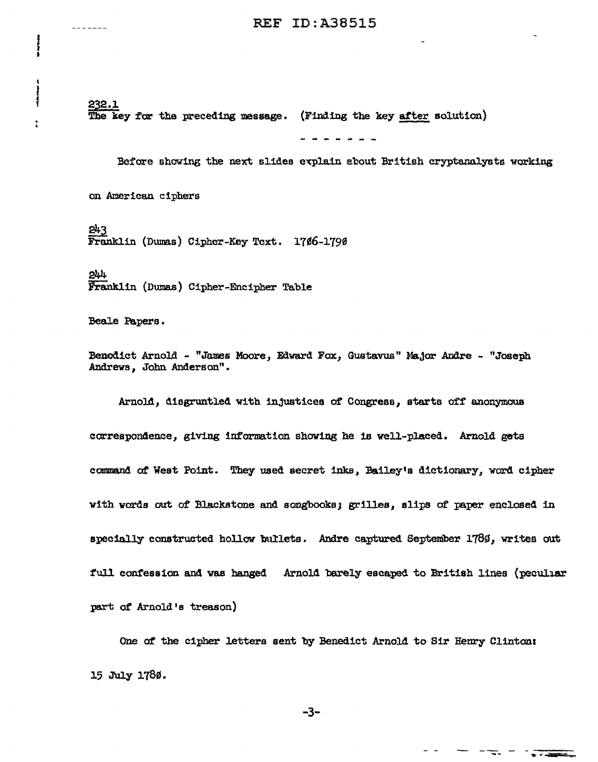232.1
The key for the preceding message. (Finding the key after solution)

- - - - - - -

Before showing the next slides explain about British cryptanalysts working on American ciphers

243
Franklin (Dumas) Cipher-Key Text. 1706-1790

244
Franklin (Dumas) Cipher-Encipher Table

Beale Papers.

Benedict Arnold - "James Moore, Edward Fox, Gustavus" Major Andre - "Joseph Andrews, John Anderson".

Arnold, disgruntled with injustices of Congress, starts off anonymous correspondence, giving information showing he is well-placed. Arnold gets command of West Point. They used secret inks, Bailey's dictionary, word cipher with words out of Blackstone and songbooks; grilles, slips of paper enclosed in specially constructed hollow bullets. Andre captured September 1780, writes out full confession and was hanged Arnold barely escaped to British lines (peculiar part of Arnold's treason)

One of the cipher letters sent by Benedict Arnold to Sir Henry Clinton: 15 July 1780.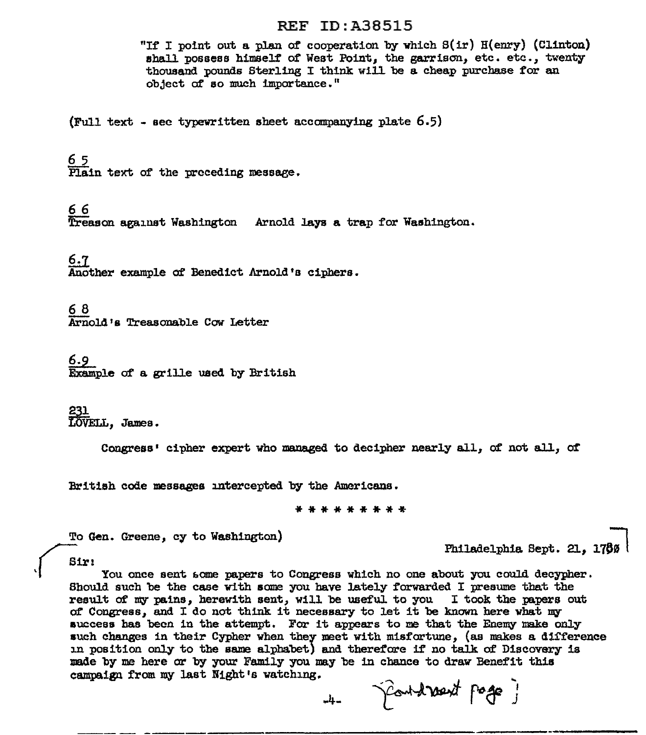"If I point out a plan of cooperation by which S(ir) H(enry) (Clinton) shall possess himself of West Point, the garrison, etc. etc., twenty thousand pounds Sterling I think will be a cheap purchase for an object of so much importance."

(Full text - see typewritten sheet accompanying plate 6.5)

<u>6 5</u>
Plain text of the preceding message.

<u>6 6</u>
Treason against Washington   Arnold lays a trap for Washington.

<u>6.7</u>
Another example of Benedict Arnold's ciphers.

<u>6 8</u>
Arnold's Treasonable Cow Letter

<u>6.9</u>
Example of a grille used by British

<u>231</u>
LOVELL, James.

Congress' cipher expert who managed to decipher nearly all, of not all, of

British code messages intercepted by the Americans.

\* \* \* \* \* \* \* \* \* \*

To Gen. Greene, cy to Washington)

Philadelphia Sept. 21, 1780

Sir:

You once sent some papers to Congress which no one about you could decypher. Should such be the case with some you have lately forwarded I presume that the result of my pains, herewith sent, will be useful to you  I took the papers out of Congress, and I do not think it necessary to let it be known here what my success has been in the attempt. For it appears to me that the Enemy make only such changes in their Cypher when they meet with misfortune, (as makes a difference in position only to the same alphabet) and therefore if no talk of Discovery is made by me here or by your Family you may be in chance to draw Benefit this campaign from my last Night's watching.

[Cont'd next page]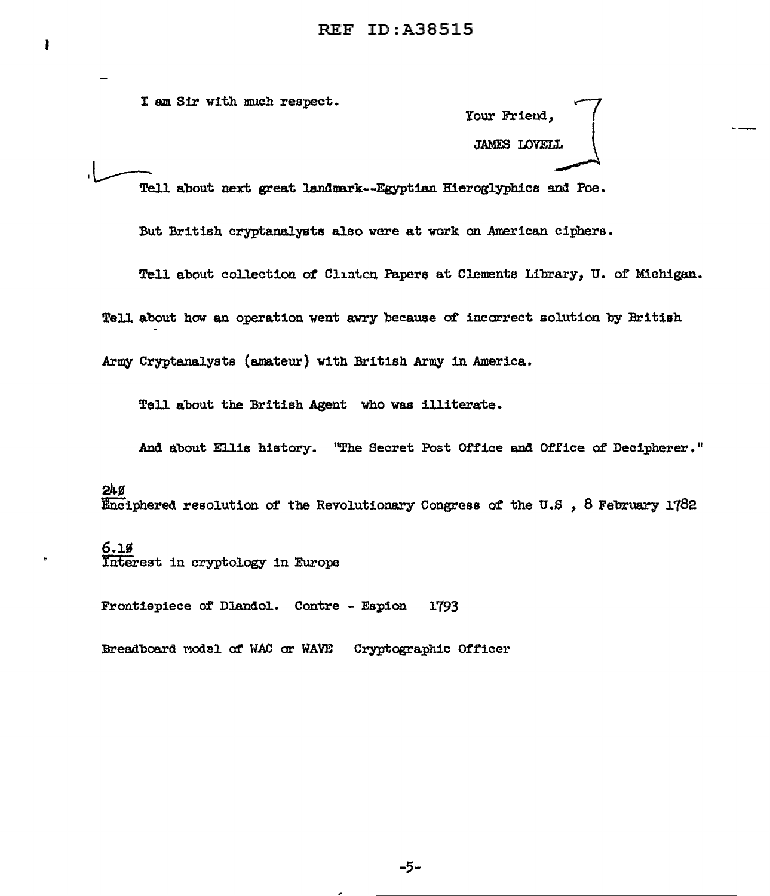I am Sir with much respect.

Your Frieud,

JAMES LOVELL

Tell about next great landmark--Egyptian Hieroglyphics and Poe.

But British cryptanalysts also were at work on American ciphers.

Tell about collection of Clinton Papers at Clements Library, U. of Michigan.

Tell about how an operation went awry because of incorrect solution by British Army Cryptanalysts (amateur) with British Army in America.

Tell about the British Agent who was illiterate.

And about Ellis history. "The Secret Post Office and Office of Decipherer."

240
Enciphered resolution of the Revolutionary Congress of the U.S , 8 February 1782

6.10
Interest in cryptology in Europe

Frontispiece of Dlandol. Contre - Espion 1793

Breadboard model of WAC or WAVE Cryptographic Officer